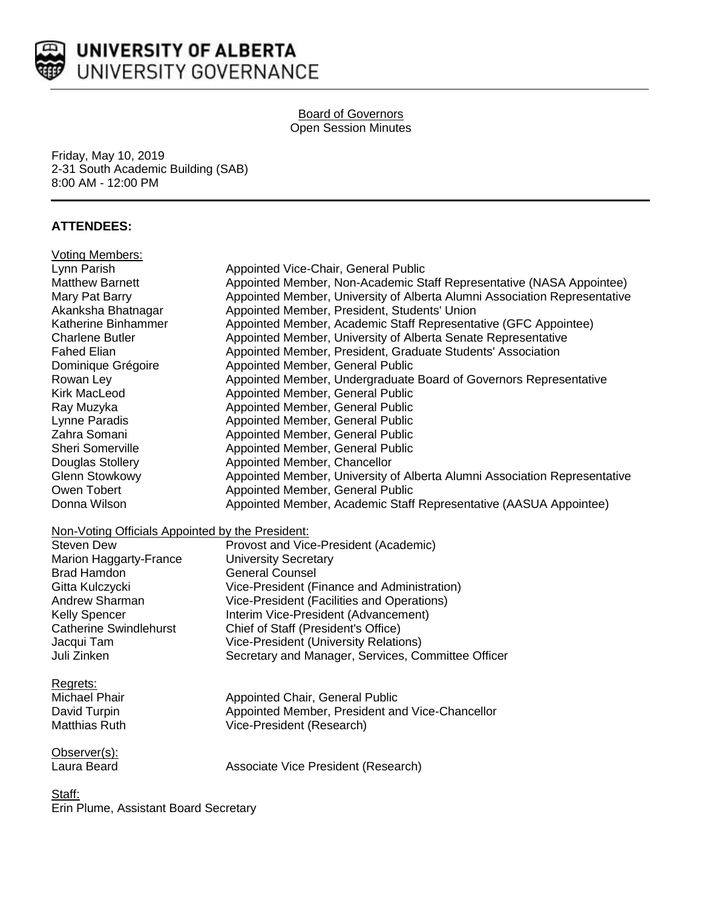**UNIVERSITY OF ALBERTA**
UNIVERSITY GOVERNANCE

Board of Governors
Open Session Minutes

Friday, May 10, 2019
2-31 South Academic Building (SAB)
8:00 AM - 12:00 PM

## ATTENDEES:

Voting Members:

| | |
|---|---|
| Lynn Parish | Appointed Vice-Chair, General Public |
| Matthew Barnett | Appointed Member, Non-Academic Staff Representative (NASA Appointee) |
| Mary Pat Barry | Appointed Member, University of Alberta Alumni Association Representative |
| Akanksha Bhatnagar | Appointed Member, President, Students' Union |
| Katherine Binhammer | Appointed Member, Academic Staff Representative (GFC Appointee) |
| Charlene Butler | Appointed Member, University of Alberta Senate Representative |
| Fahed Elian | Appointed Member, President, Graduate Students' Association |
| Dominique Grégoire | Appointed Member, General Public |
| Rowan Ley | Appointed Member, Undergraduate Board of Governors Representative |
| Kirk MacLeod | Appointed Member, General Public |
| Ray Muzyka | Appointed Member, General Public |
| Lynne Paradis | Appointed Member, General Public |
| Zahra Somani | Appointed Member, General Public |
| Sheri Somerville | Appointed Member, General Public |
| Douglas Stollery | Appointed Member, Chancellor |
| Glenn Stowkowy | Appointed Member, University of Alberta Alumni Association Representative |
| Owen Tobert | Appointed Member, General Public |
| Donna Wilson | Appointed Member, Academic Staff Representative (AASUA Appointee) |

Non-Voting Officials Appointed by the President:

| | |
|---|---|
| Steven Dew | Provost and Vice-President (Academic) |
| Marion Haggarty-France | University Secretary |
| Brad Hamdon | General Counsel |
| Gitta Kulczycki | Vice-President (Finance and Administration) |
| Andrew Sharman | Vice-President (Facilities and Operations) |
| Kelly Spencer | Interim Vice-President (Advancement) |
| Catherine Swindlehurst | Chief of Staff (President's Office) |
| Jacqui Tam | Vice-President (University Relations) |
| Juli Zinken | Secretary and Manager, Services, Committee Officer |

Regrets:

| | |
|---|---|
| Michael Phair | Appointed Chair, General Public |
| David Turpin | Appointed Member, President and Vice-Chancellor |
| Matthias Ruth | Vice-President (Research) |

Observer(s):

| | |
|---|---|
| Laura Beard | Associate Vice President (Research) |

Staff:
Erin Plume, Assistant Board Secretary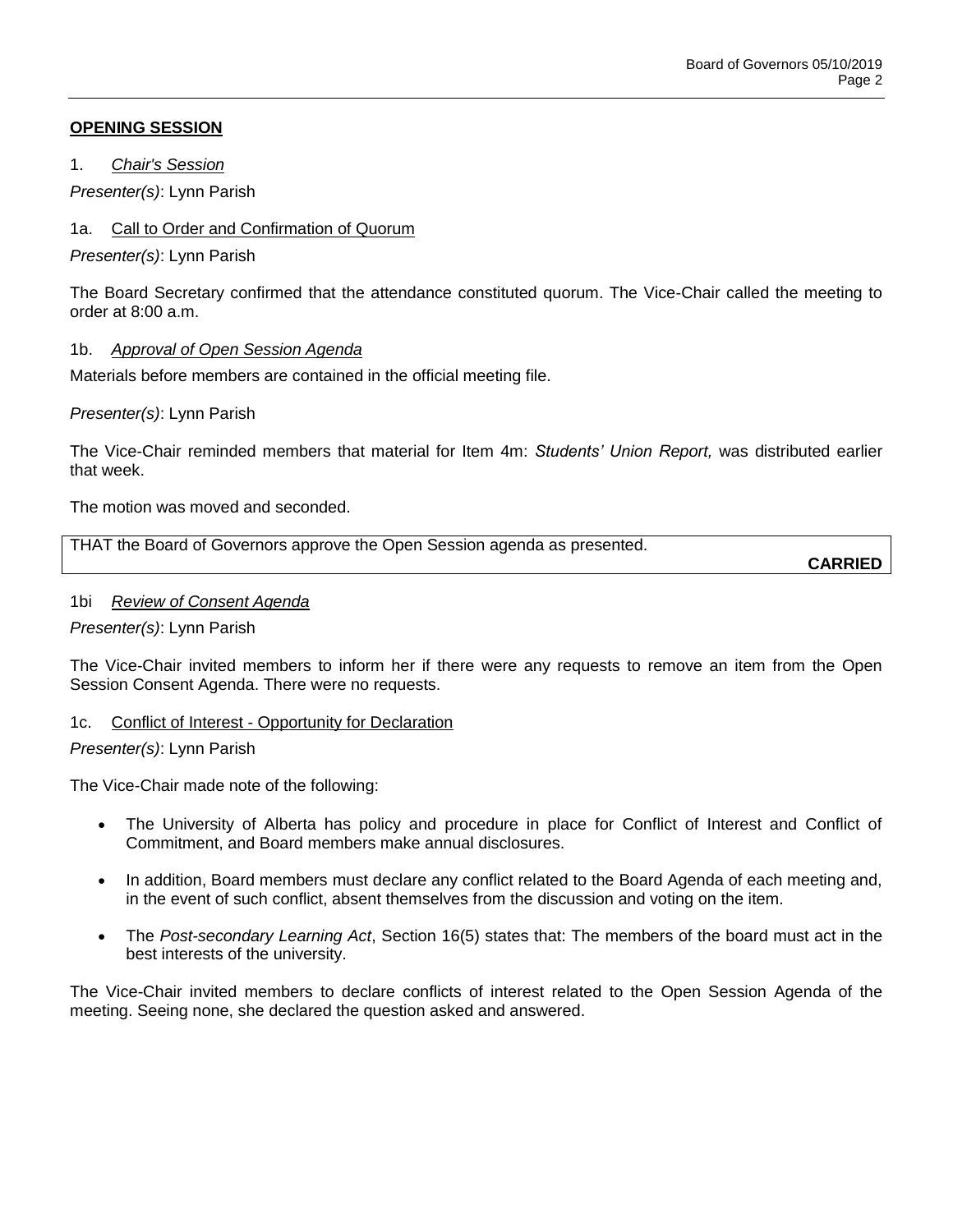**OPENING SESSION**

1. *Chair's Session*

*Presenter(s)*: Lynn Parish

1a. Call to Order and Confirmation of Quorum

*Presenter(s)*: Lynn Parish

The Board Secretary confirmed that the attendance constituted quorum. The Vice-Chair called the meeting to order at 8:00 a.m.

1b. *Approval of Open Session Agenda*

Materials before members are contained in the official meeting file.

*Presenter(s)*: Lynn Parish

The Vice-Chair reminded members that material for Item 4m: *Students' Union Report,* was distributed earlier that week.

The motion was moved and seconded.

| THAT the Board of Governors approve the Open Session agenda as presented. **CARRIED** |
|---|

1bi *Review of Consent Agenda*

*Presenter(s)*: Lynn Parish

The Vice-Chair invited members to inform her if there were any requests to remove an item from the Open Session Consent Agenda. There were no requests.

1c. Conflict of Interest - Opportunity for Declaration

*Presenter(s)*: Lynn Parish

The Vice-Chair made note of the following:

- The University of Alberta has policy and procedure in place for Conflict of Interest and Conflict of Commitment, and Board members make annual disclosures.
- In addition, Board members must declare any conflict related to the Board Agenda of each meeting and, in the event of such conflict, absent themselves from the discussion and voting on the item.
- The *Post-secondary Learning Act*, Section 16(5) states that: The members of the board must act in the best interests of the university.

The Vice-Chair invited members to declare conflicts of interest related to the Open Session Agenda of the meeting. Seeing none, she declared the question asked and answered.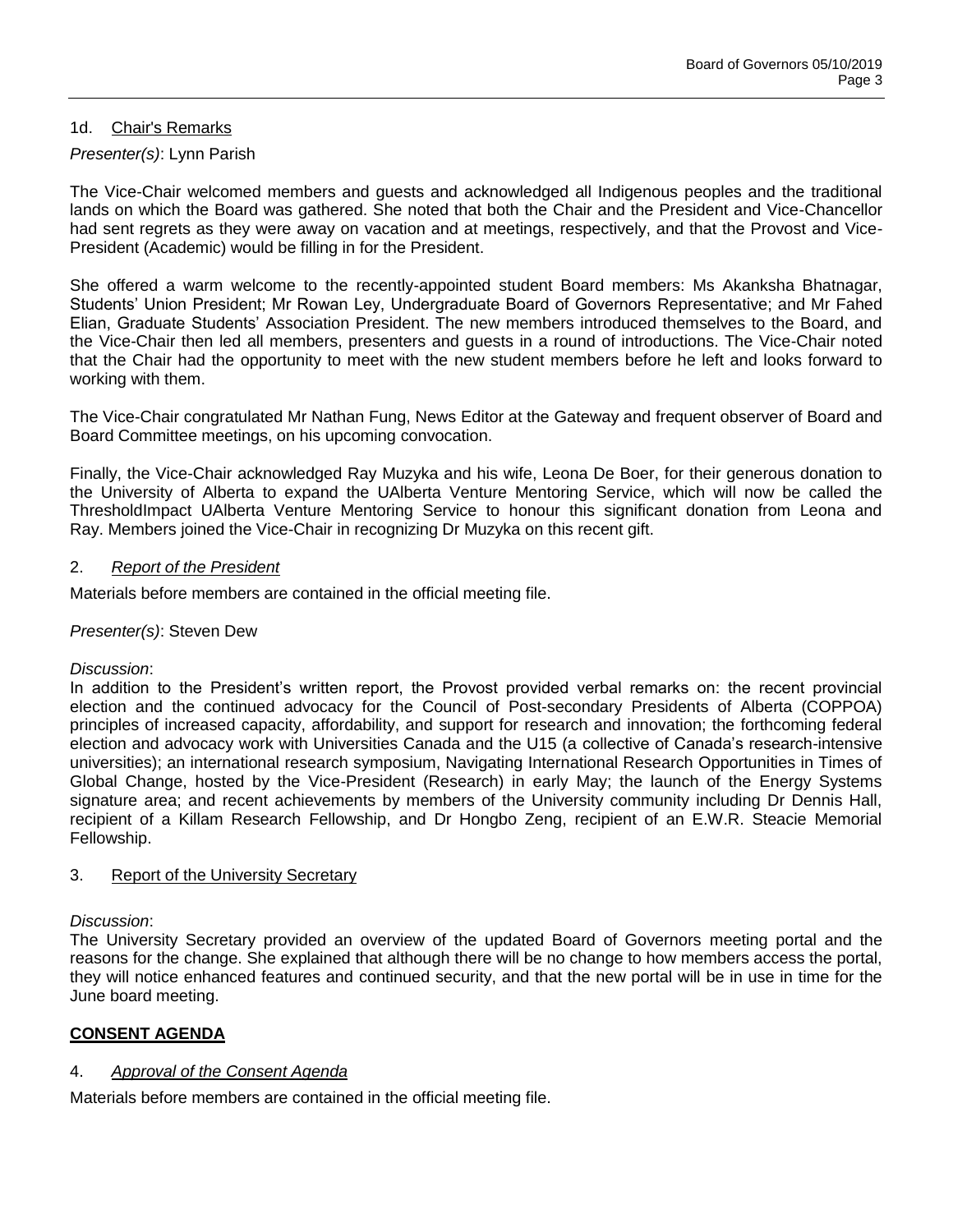### 1d. Chair's Remarks

*Presenter(s)*: Lynn Parish

The Vice-Chair welcomed members and guests and acknowledged all Indigenous peoples and the traditional lands on which the Board was gathered. She noted that both the Chair and the President and Vice-Chancellor had sent regrets as they were away on vacation and at meetings, respectively, and that the Provost and Vice-President (Academic) would be filling in for the President.

She offered a warm welcome to the recently-appointed student Board members: Ms Akanksha Bhatnagar, Students' Union President; Mr Rowan Ley, Undergraduate Board of Governors Representative; and Mr Fahed Elian, Graduate Students' Association President. The new members introduced themselves to the Board, and the Vice-Chair then led all members, presenters and guests in a round of introductions. The Vice-Chair noted that the Chair had the opportunity to meet with the new student members before he left and looks forward to working with them.

The Vice-Chair congratulated Mr Nathan Fung, News Editor at the Gateway and frequent observer of Board and Board Committee meetings, on his upcoming convocation.

Finally, the Vice-Chair acknowledged Ray Muzyka and his wife, Leona De Boer, for their generous donation to the University of Alberta to expand the UAlberta Venture Mentoring Service, which will now be called the ThresholdImpact UAlberta Venture Mentoring Service to honour this significant donation from Leona and Ray. Members joined the Vice-Chair in recognizing Dr Muzyka on this recent gift.

### 2. *Report of the President*

Materials before members are contained in the official meeting file.

*Presenter(s)*: Steven Dew

*Discussion*:
In addition to the President's written report, the Provost provided verbal remarks on: the recent provincial election and the continued advocacy for the Council of Post-secondary Presidents of Alberta (COPPOA) principles of increased capacity, affordability, and support for research and innovation; the forthcoming federal election and advocacy work with Universities Canada and the U15 (a collective of Canada's research-intensive universities); an international research symposium, Navigating International Research Opportunities in Times of Global Change, hosted by the Vice-President (Research) in early May; the launch of the Energy Systems signature area; and recent achievements by members of the University community including Dr Dennis Hall, recipient of a Killam Research Fellowship, and Dr Hongbo Zeng, recipient of an E.W.R. Steacie Memorial Fellowship.

### 3. Report of the University Secretary

*Discussion*:
The University Secretary provided an overview of the updated Board of Governors meeting portal and the reasons for the change. She explained that although there will be no change to how members access the portal, they will notice enhanced features and continued security, and that the new portal will be in use in time for the June board meeting.

## CONSENT AGENDA

### 4. *Approval of the Consent Agenda*

Materials before members are contained in the official meeting file.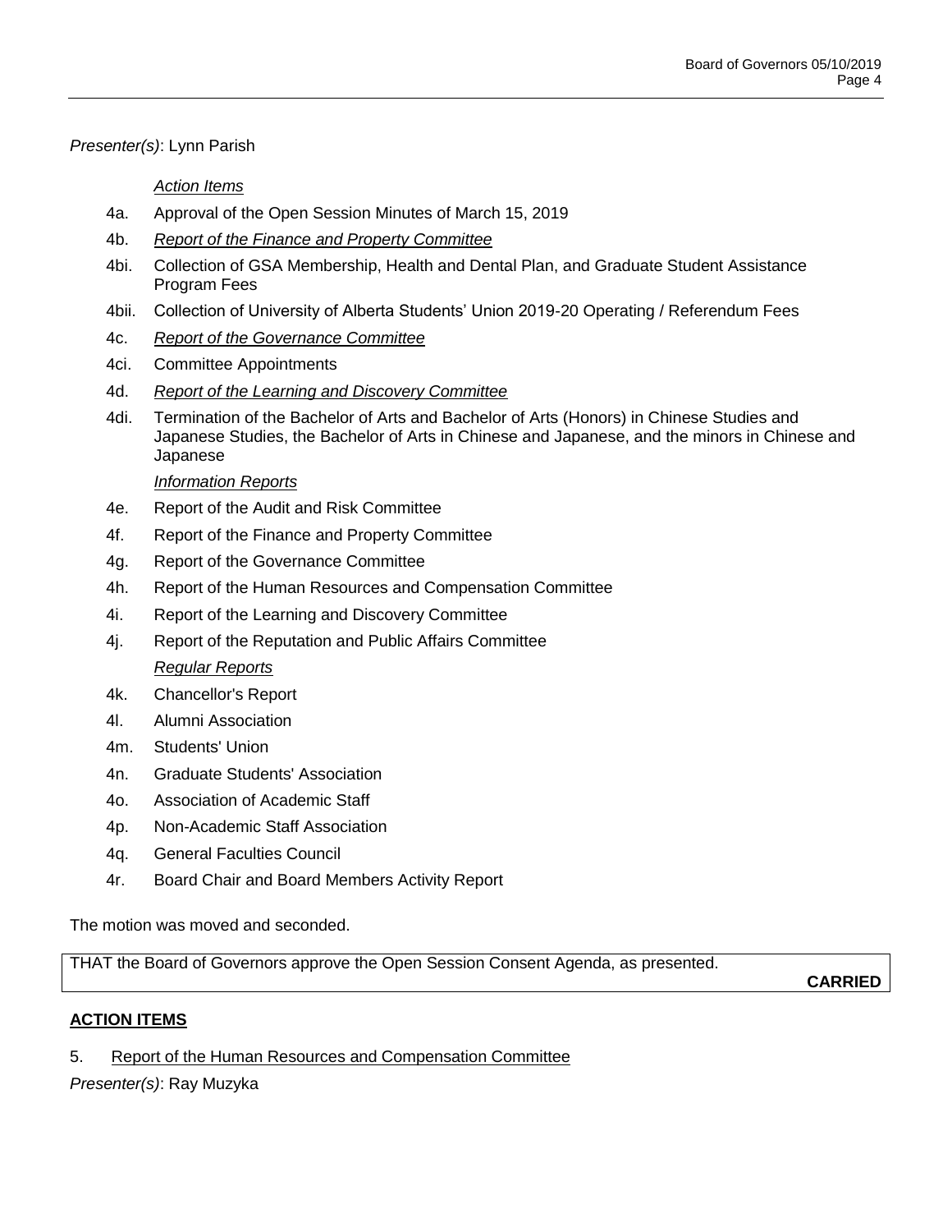*Presenter(s)*: Lynn Parish

*Action Items*

4a. Approval of the Open Session Minutes of March 15, 2019

4b. *Report of the Finance and Property Committee*

4bi. Collection of GSA Membership, Health and Dental Plan, and Graduate Student Assistance Program Fees

4bii. Collection of University of Alberta Students' Union 2019-20 Operating / Referendum Fees

4c. *Report of the Governance Committee*

4ci. Committee Appointments

4d. *Report of the Learning and Discovery Committee*

4di. Termination of the Bachelor of Arts and Bachelor of Arts (Honors) in Chinese Studies and Japanese Studies, the Bachelor of Arts in Chinese and Japanese, and the minors in Chinese and Japanese

*Information Reports*

4e. Report of the Audit and Risk Committee

4f. Report of the Finance and Property Committee

4g. Report of the Governance Committee

4h. Report of the Human Resources and Compensation Committee

4i. Report of the Learning and Discovery Committee

4j. Report of the Reputation and Public Affairs Committee

*Regular Reports*

4k. Chancellor's Report

4l. Alumni Association

4m. Students' Union

4n. Graduate Students' Association

4o. Association of Academic Staff

4p. Non-Academic Staff Association

4q. General Faculties Council

4r. Board Chair and Board Members Activity Report

The motion was moved and seconded.

THAT the Board of Governors approve the Open Session Consent Agenda, as presented.

**CARRIED**

## ACTION ITEMS

5. Report of the Human Resources and Compensation Committee

*Presenter(s)*: Ray Muzyka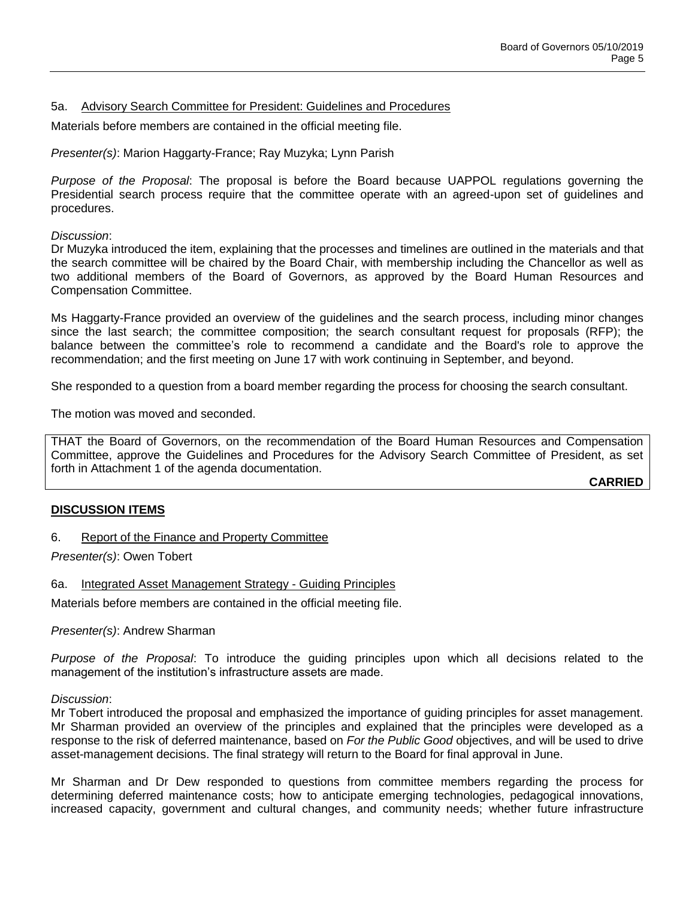### 5a. Advisory Search Committee for President: Guidelines and Procedures

Materials before members are contained in the official meeting file.

*Presenter(s)*: Marion Haggarty-France; Ray Muzyka; Lynn Parish

*Purpose of the Proposal*: The proposal is before the Board because UAPPOL regulations governing the Presidential search process require that the committee operate with an agreed-upon set of guidelines and procedures.

*Discussion*:
Dr Muzyka introduced the item, explaining that the processes and timelines are outlined in the materials and that the search committee will be chaired by the Board Chair, with membership including the Chancellor as well as two additional members of the Board of Governors, as approved by the Board Human Resources and Compensation Committee.

Ms Haggarty-France provided an overview of the guidelines and the search process, including minor changes since the last search; the committee composition; the search consultant request for proposals (RFP); the balance between the committee's role to recommend a candidate and the Board's role to approve the recommendation; and the first meeting on June 17 with work continuing in September, and beyond.

She responded to a question from a board member regarding the process for choosing the search consultant.

The motion was moved and seconded.

THAT the Board of Governors, on the recommendation of the Board Human Resources and Compensation Committee, approve the Guidelines and Procedures for the Advisory Search Committee of President, as set forth in Attachment 1 of the agenda documentation.

**CARRIED**

## DISCUSSION ITEMS

### 6. Report of the Finance and Property Committee

*Presenter(s)*: Owen Tobert

### 6a. Integrated Asset Management Strategy - Guiding Principles

Materials before members are contained in the official meeting file.

*Presenter(s)*: Andrew Sharman

*Purpose of the Proposal*: To introduce the guiding principles upon which all decisions related to the management of the institution's infrastructure assets are made.

*Discussion*:
Mr Tobert introduced the proposal and emphasized the importance of guiding principles for asset management. Mr Sharman provided an overview of the principles and explained that the principles were developed as a response to the risk of deferred maintenance, based on *For the Public Good* objectives, and will be used to drive asset-management decisions. The final strategy will return to the Board for final approval in June.

Mr Sharman and Dr Dew responded to questions from committee members regarding the process for determining deferred maintenance costs; how to anticipate emerging technologies, pedagogical innovations, increased capacity, government and cultural changes, and community needs; whether future infrastructure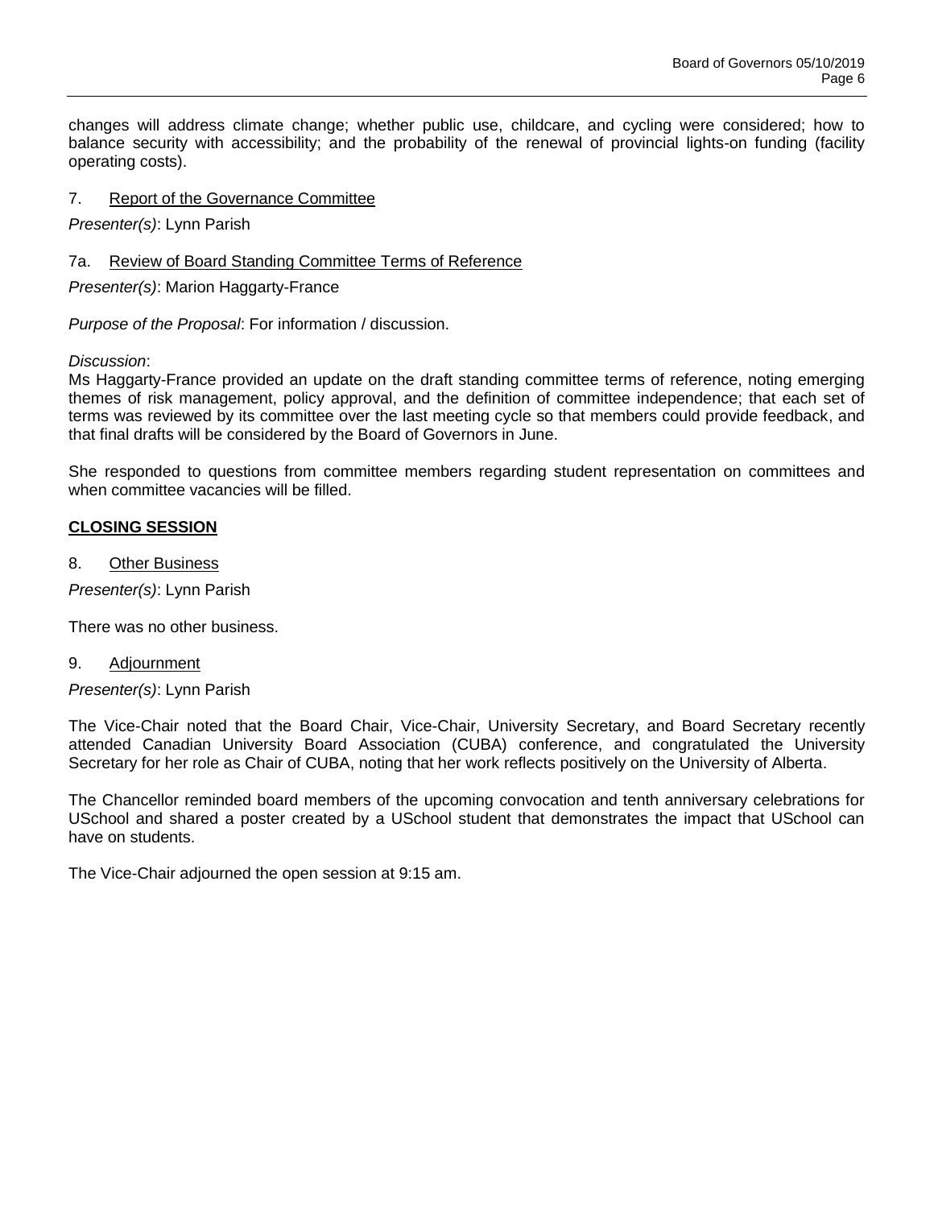changes will address climate change; whether public use, childcare, and cycling were considered; how to balance security with accessibility; and the probability of the renewal of provincial lights-on funding (facility operating costs).

7. Report of the Governance Committee

*Presenter(s)*: Lynn Parish

7a. Review of Board Standing Committee Terms of Reference

*Presenter(s)*: Marion Haggarty-France

*Purpose of the Proposal*: For information / discussion.

*Discussion*:
Ms Haggarty-France provided an update on the draft standing committee terms of reference, noting emerging themes of risk management, policy approval, and the definition of committee independence; that each set of terms was reviewed by its committee over the last meeting cycle so that members could provide feedback, and that final drafts will be considered by the Board of Governors in June.

She responded to questions from committee members regarding student representation on committees and when committee vacancies will be filled.

**CLOSING SESSION**

8. Other Business

*Presenter(s)*: Lynn Parish

There was no other business.

9. Adjournment

*Presenter(s)*: Lynn Parish

The Vice-Chair noted that the Board Chair, Vice-Chair, University Secretary, and Board Secretary recently attended Canadian University Board Association (CUBA) conference, and congratulated the University Secretary for her role as Chair of CUBA, noting that her work reflects positively on the University of Alberta.

The Chancellor reminded board members of the upcoming convocation and tenth anniversary celebrations for USchool and shared a poster created by a USchool student that demonstrates the impact that USchool can have on students.

The Vice-Chair adjourned the open session at 9:15 am.